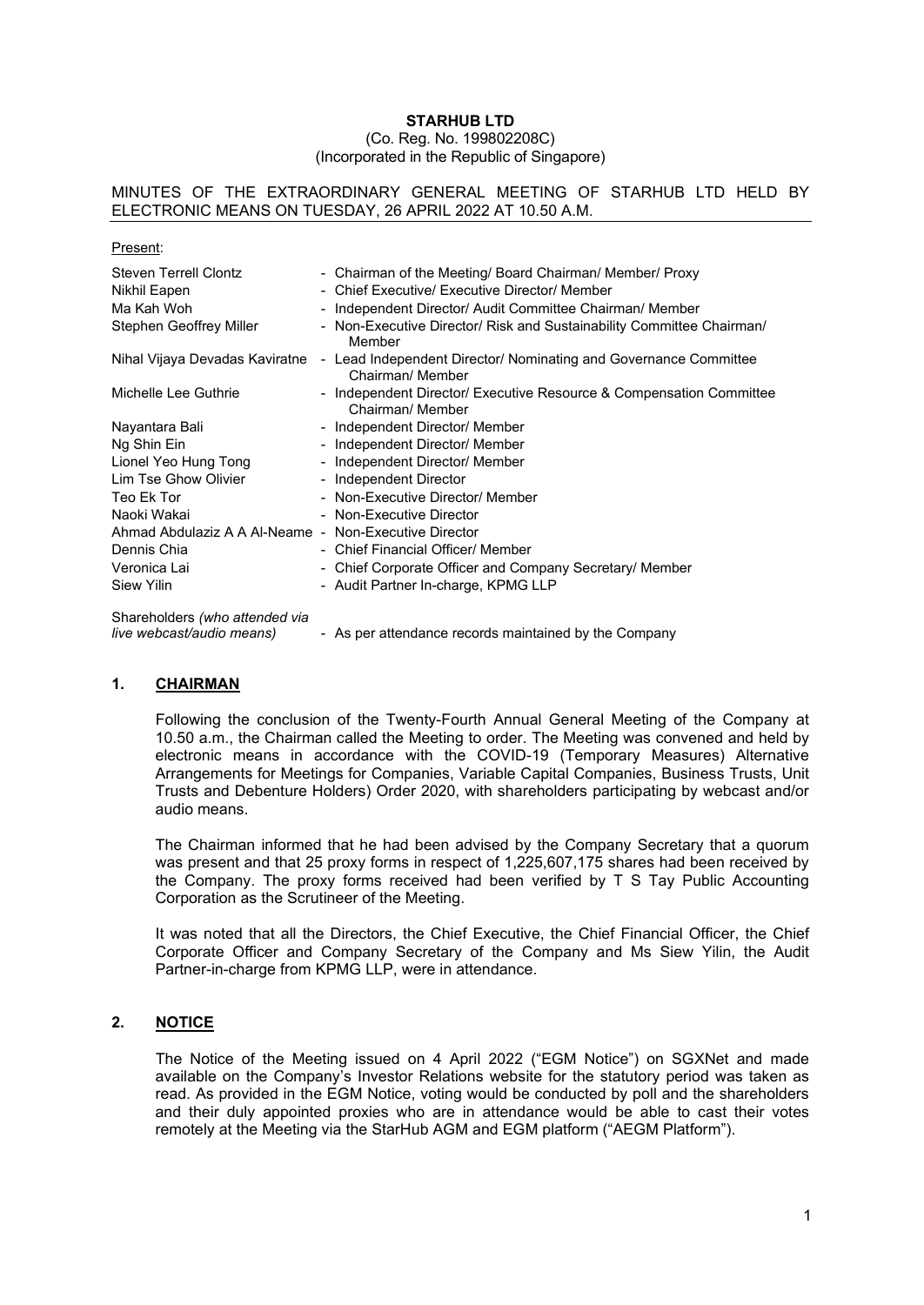**STARHUB LTD**

(Co. Reg. No. 199802208C)
(Incorporated in the Republic of Singapore)

MINUTES OF THE EXTRAORDINARY GENERAL MEETING OF STARHUB LTD HELD BY ELECTRONIC MEANS ON TUESDAY, 26 APRIL 2022 AT 10.50 A.M.

Present:

| | |
|---|---|
| Steven Terrell Clontz | - Chairman of the Meeting/ Board Chairman/ Member/ Proxy |
| Nikhil Eapen | - Chief Executive/ Executive Director/ Member |
| Ma Kah Woh | - Independent Director/ Audit Committee Chairman/ Member |
| Stephen Geoffrey Miller | - Non-Executive Director/ Risk and Sustainability Committee Chairman/ Member |
| Nihal Vijaya Devadas Kaviratne | - Lead Independent Director/ Nominating and Governance Committee Chairman/ Member |
| Michelle Lee Guthrie | - Independent Director/ Executive Resource & Compensation Committee Chairman/ Member |
| Nayantara Bali | - Independent Director/ Member |
| Ng Shin Ein | - Independent Director/ Member |
| Lionel Yeo Hung Tong | - Independent Director/ Member |
| Lim Tse Ghow Olivier | - Independent Director |
| Teo Ek Tor | - Non-Executive Director/ Member |
| Naoki Wakai | - Non-Executive Director |
| Ahmad Abdulaziz A A Al-Neame | - Non-Executive Director |
| Dennis Chia | - Chief Financial Officer/ Member |
| Veronica Lai | - Chief Corporate Officer and Company Secretary/ Member |
| Siew Yilin | - Audit Partner In-charge, KPMG LLP |
| Shareholders *(who attended via live webcast/audio means)* | - As per attendance records maintained by the Company |

## 1. CHAIRMAN

Following the conclusion of the Twenty-Fourth Annual General Meeting of the Company at 10.50 a.m., the Chairman called the Meeting to order. The Meeting was convened and held by electronic means in accordance with the COVID-19 (Temporary Measures) Alternative Arrangements for Meetings for Companies, Variable Capital Companies, Business Trusts, Unit Trusts and Debenture Holders) Order 2020, with shareholders participating by webcast and/or audio means.

The Chairman informed that he had been advised by the Company Secretary that a quorum was present and that 25 proxy forms in respect of 1,225,607,175 shares had been received by the Company. The proxy forms received had been verified by T S Tay Public Accounting Corporation as the Scrutineer of the Meeting.

It was noted that all the Directors, the Chief Executive, the Chief Financial Officer, the Chief Corporate Officer and Company Secretary of the Company and Ms Siew Yilin, the Audit Partner-in-charge from KPMG LLP, were in attendance.

## 2. NOTICE

The Notice of the Meeting issued on 4 April 2022 ("EGM Notice") on SGXNet and made available on the Company's Investor Relations website for the statutory period was taken as read. As provided in the EGM Notice, voting would be conducted by poll and the shareholders and their duly appointed proxies who are in attendance would be able to cast their votes remotely at the Meeting via the StarHub AGM and EGM platform ("AEGM Platform").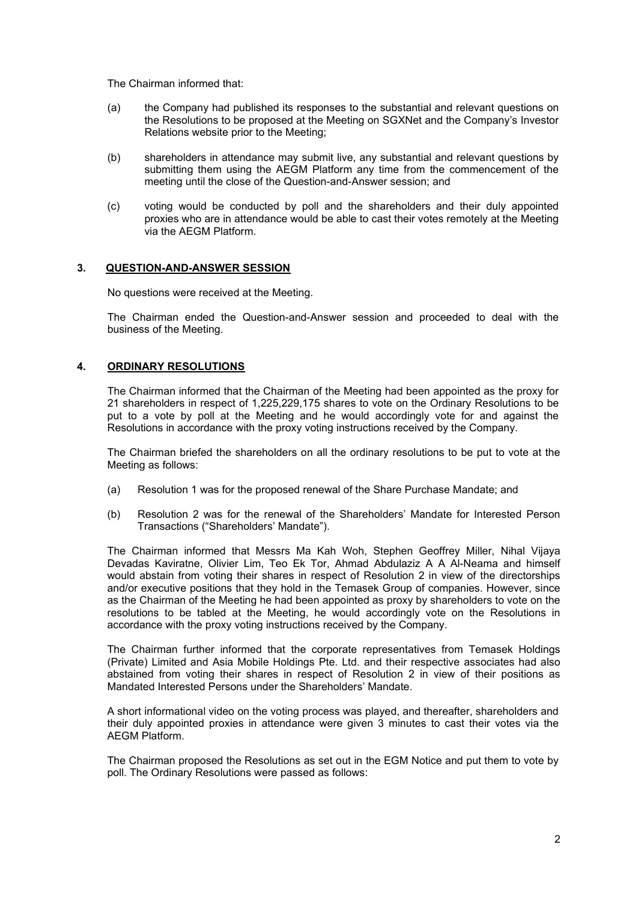The Chairman informed that:

(a) the Company had published its responses to the substantial and relevant questions on the Resolutions to be proposed at the Meeting on SGXNet and the Company's Investor Relations website prior to the Meeting;

(b) shareholders in attendance may submit live, any substantial and relevant questions by submitting them using the AEGM Platform any time from the commencement of the meeting until the close of the Question-and-Answer session; and

(c) voting would be conducted by poll and the shareholders and their duly appointed proxies who are in attendance would be able to cast their votes remotely at the Meeting via the AEGM Platform.

## 3. QUESTION-AND-ANSWER SESSION

No questions were received at the Meeting.

The Chairman ended the Question-and-Answer session and proceeded to deal with the business of the Meeting.

## 4. ORDINARY RESOLUTIONS

The Chairman informed that the Chairman of the Meeting had been appointed as the proxy for 21 shareholders in respect of 1,225,229,175 shares to vote on the Ordinary Resolutions to be put to a vote by poll at the Meeting and he would accordingly vote for and against the Resolutions in accordance with the proxy voting instructions received by the Company.

The Chairman briefed the shareholders on all the ordinary resolutions to be put to vote at the Meeting as follows:

(a) Resolution 1 was for the proposed renewal of the Share Purchase Mandate; and

(b) Resolution 2 was for the renewal of the Shareholders' Mandate for Interested Person Transactions ("Shareholders' Mandate").

The Chairman informed that Messrs Ma Kah Woh, Stephen Geoffrey Miller, Nihal Vijaya Devadas Kaviratne, Olivier Lim, Teo Ek Tor, Ahmad Abdulaziz A A Al-Neama and himself would abstain from voting their shares in respect of Resolution 2 in view of the directorships and/or executive positions that they hold in the Temasek Group of companies. However, since as the Chairman of the Meeting he had been appointed as proxy by shareholders to vote on the resolutions to be tabled at the Meeting, he would accordingly vote on the Resolutions in accordance with the proxy voting instructions received by the Company.

The Chairman further informed that the corporate representatives from Temasek Holdings (Private) Limited and Asia Mobile Holdings Pte. Ltd. and their respective associates had also abstained from voting their shares in respect of Resolution 2 in view of their positions as Mandated Interested Persons under the Shareholders' Mandate.

A short informational video on the voting process was played, and thereafter, shareholders and their duly appointed proxies in attendance were given 3 minutes to cast their votes via the AEGM Platform.

The Chairman proposed the Resolutions as set out in the EGM Notice and put them to vote by poll. The Ordinary Resolutions were passed as follows: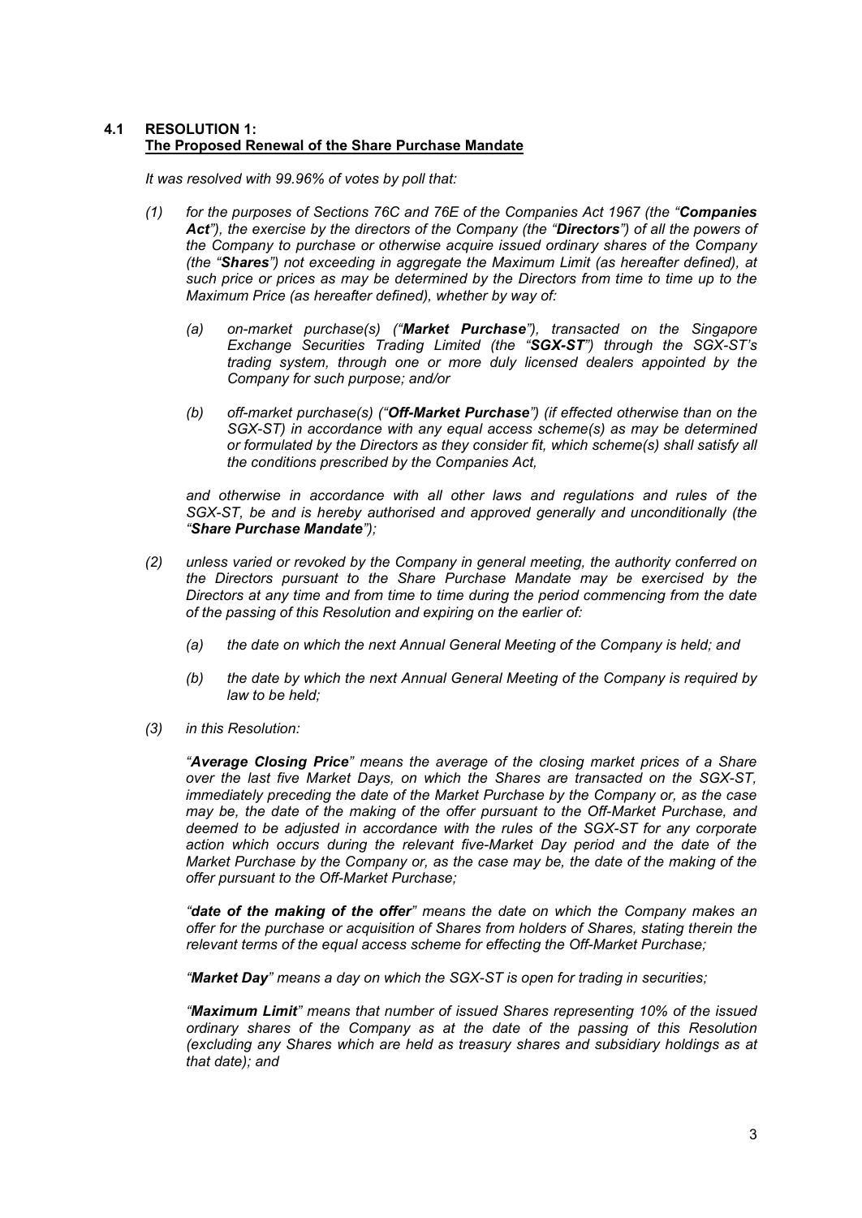### 4.1 RESOLUTION 1:
**The Proposed Renewal of the Share Purchase Mandate**

*It was resolved with 99.96% of votes by poll that:*

*(1) for the purposes of Sections 76C and 76E of the Companies Act 1967 (the "**Companies Act**"), the exercise by the directors of the Company (the "**Directors**") of all the powers of the Company to purchase or otherwise acquire issued ordinary shares of the Company (the "**Shares**") not exceeding in aggregate the Maximum Limit (as hereafter defined), at such price or prices as may be determined by the Directors from time to time up to the Maximum Price (as hereafter defined), whether by way of:*

*(a) on-market purchase(s) ("**Market Purchase**"), transacted on the Singapore Exchange Securities Trading Limited (the "**SGX-ST**") through the SGX-ST's trading system, through one or more duly licensed dealers appointed by the Company for such purpose; and/or*

*(b) off-market purchase(s) ("**Off-Market Purchase**") (if effected otherwise than on the SGX-ST) in accordance with any equal access scheme(s) as may be determined or formulated by the Directors as they consider fit, which scheme(s) shall satisfy all the conditions prescribed by the Companies Act,*

*and otherwise in accordance with all other laws and regulations and rules of the SGX-ST, be and is hereby authorised and approved generally and unconditionally (the "**Share Purchase Mandate**");*

*(2) unless varied or revoked by the Company in general meeting, the authority conferred on the Directors pursuant to the Share Purchase Mandate may be exercised by the Directors at any time and from time to time during the period commencing from the date of the passing of this Resolution and expiring on the earlier of:*

*(a) the date on which the next Annual General Meeting of the Company is held; and*

*(b) the date by which the next Annual General Meeting of the Company is required by law to be held;*

*(3) in this Resolution:*

*"**Average Closing Price**" means the average of the closing market prices of a Share over the last five Market Days, on which the Shares are transacted on the SGX-ST, immediately preceding the date of the Market Purchase by the Company or, as the case may be, the date of the making of the offer pursuant to the Off-Market Purchase, and deemed to be adjusted in accordance with the rules of the SGX-ST for any corporate action which occurs during the relevant five-Market Day period and the date of the Market Purchase by the Company or, as the case may be, the date of the making of the offer pursuant to the Off-Market Purchase;*

*"**date of the making of the offer**" means the date on which the Company makes an offer for the purchase or acquisition of Shares from holders of Shares, stating therein the relevant terms of the equal access scheme for effecting the Off-Market Purchase;*

*"**Market Day**" means a day on which the SGX-ST is open for trading in securities;*

*"**Maximum Limit**" means that number of issued Shares representing 10% of the issued ordinary shares of the Company as at the date of the passing of this Resolution (excluding any Shares which are held as treasury shares and subsidiary holdings as at that date); and*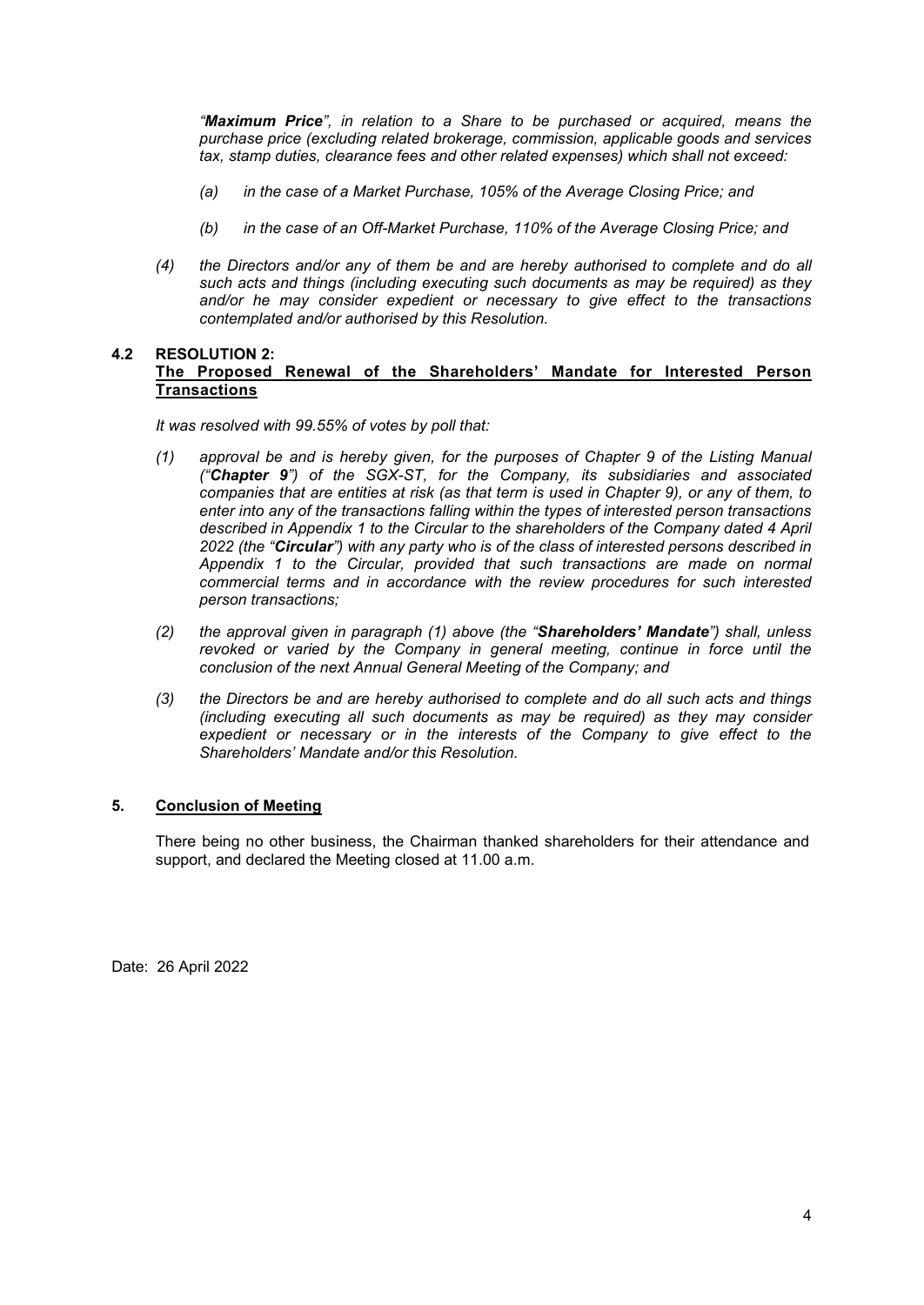*"**Maximum Price**", in relation to a Share to be purchased or acquired, means the purchase price (excluding related brokerage, commission, applicable goods and services tax, stamp duties, clearance fees and other related expenses) which shall not exceed:*

*(a) in the case of a Market Purchase, 105% of the Average Closing Price; and*

*(b) in the case of an Off-Market Purchase, 110% of the Average Closing Price; and*

*(4) the Directors and/or any of them be and are hereby authorised to complete and do all such acts and things (including executing such documents as may be required) as they and/or he may consider expedient or necessary to give effect to the transactions contemplated and/or authorised by this Resolution.*

**4.2 RESOLUTION 2:**
**<u>The Proposed Renewal of the Shareholders' Mandate for Interested Person Transactions</u>**

*It was resolved with 99.55% of votes by poll that:*

*(1) approval be and is hereby given, for the purposes of Chapter 9 of the Listing Manual ("**Chapter 9**") of the SGX-ST, for the Company, its subsidiaries and associated companies that are entities at risk (as that term is used in Chapter 9), or any of them, to enter into any of the transactions falling within the types of interested person transactions described in Appendix 1 to the Circular to the shareholders of the Company dated 4 April 2022 (the "**Circular**") with any party who is of the class of interested persons described in Appendix 1 to the Circular, provided that such transactions are made on normal commercial terms and in accordance with the review procedures for such interested person transactions;*

*(2) the approval given in paragraph (1) above (the "**Shareholders' Mandate**") shall, unless revoked or varied by the Company in general meeting, continue in force until the conclusion of the next Annual General Meeting of the Company; and*

*(3) the Directors be and are hereby authorised to complete and do all such acts and things (including executing all such documents as may be required) as they may consider expedient or necessary or in the interests of the Company to give effect to the Shareholders' Mandate and/or this Resolution.*

**5. <u>Conclusion of Meeting</u>**

There being no other business, the Chairman thanked shareholders for their attendance and support, and declared the Meeting closed at 11.00 a.m.

Date: 26 April 2022